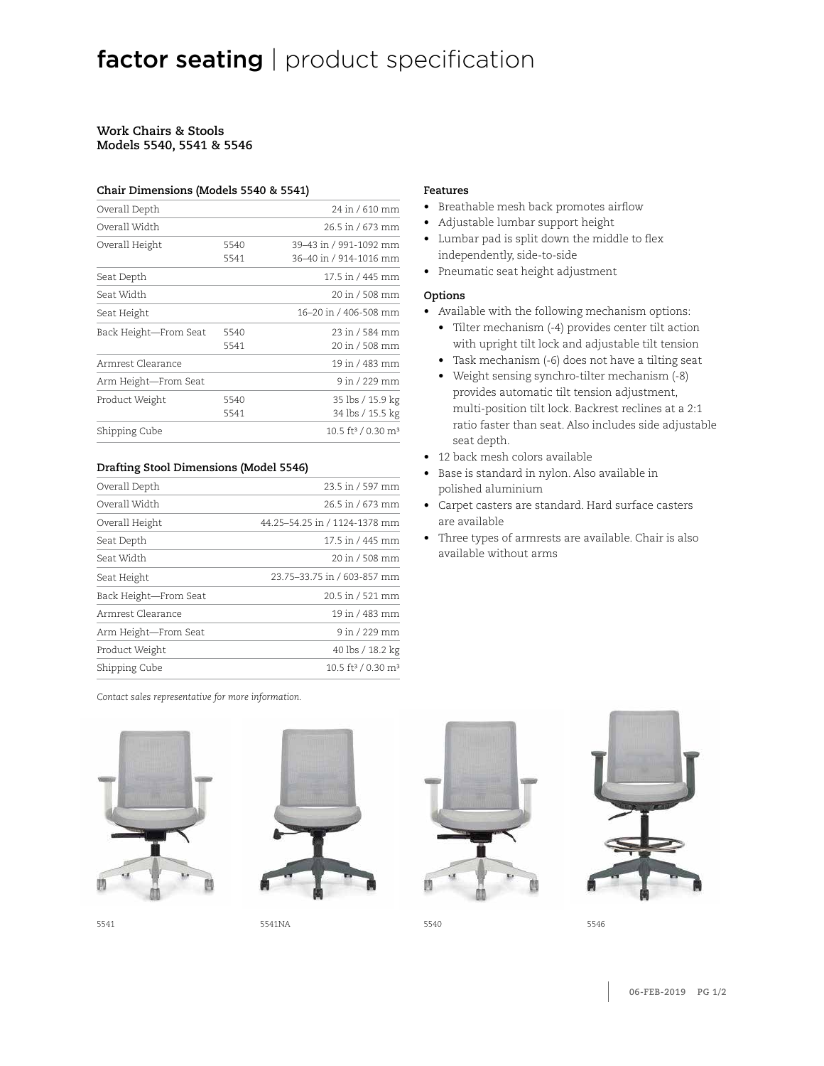# **factor seating** | product specification

**Work Chairs & Stools**
**Models 5540, 5541 & 5546**

### Chair Dimensions (Models 5540 & 5541)

| | | |
|---|---|---|
| Overall Depth | | 24 in / 610 mm |
| Overall Width | | 26.5 in / 673 mm |
| Overall Height | 5540 | 39–43 in / 991-1092 mm |
| | 5541 | 36–40 in / 914-1016 mm |
| Seat Depth | | 17.5 in / 445 mm |
| Seat Width | | 20 in / 508 mm |
| Seat Height | | 16–20 in / 406-508 mm |
| Back Height—From Seat | 5540 | 23 in / 584 mm |
| | 5541 | 20 in / 508 mm |
| Armrest Clearance | | 19 in / 483 mm |
| Arm Height—From Seat | | 9 in / 229 mm |
| Product Weight | 5540 | 35 lbs / 15.9 kg |
| | 5541 | 34 lbs / 15.5 kg |
| Shipping Cube | | 10.5 ft³ / 0.30 m³ |

### Drafting Stool Dimensions (Model 5546)

| | |
|---|---|
| Overall Depth | 23.5 in / 597 mm |
| Overall Width | 26.5 in / 673 mm |
| Overall Height | 44.25–54.25 in / 1124-1378 mm |
| Seat Depth | 17.5 in / 445 mm |
| Seat Width | 20 in / 508 mm |
| Seat Height | 23.75–33.75 in / 603-857 mm |
| Back Height—From Seat | 20.5 in / 521 mm |
| Armrest Clearance | 19 in / 483 mm |
| Arm Height—From Seat | 9 in / 229 mm |
| Product Weight | 40 lbs / 18.2 kg |
| Shipping Cube | 10.5 ft³ / 0.30 m³ |

*Contact sales representative for more information.*

### Features

- Breathable mesh back promotes airflow
- Adjustable lumbar support height
- Lumbar pad is split down the middle to flex independently, side-to-side
- Pneumatic seat height adjustment

### Options

- Available with the following mechanism options:
  - Tilter mechanism (-4) provides center tilt action with upright tilt lock and adjustable tilt tension
  - Task mechanism (-6) does not have a tilting seat
  - Weight sensing synchro-tilter mechanism (-8) provides automatic tilt tension adjustment, multi-position tilt lock. Backrest reclines at a 2:1 ratio faster than seat. Also includes side adjustable seat depth.
- 12 back mesh colors available
- Base is standard in nylon. Also available in polished aluminium
- Carpet casters are standard. Hard surface casters are available
- Three types of armrests are available. Chair is also available without arms

5541

5541NA

5540

5546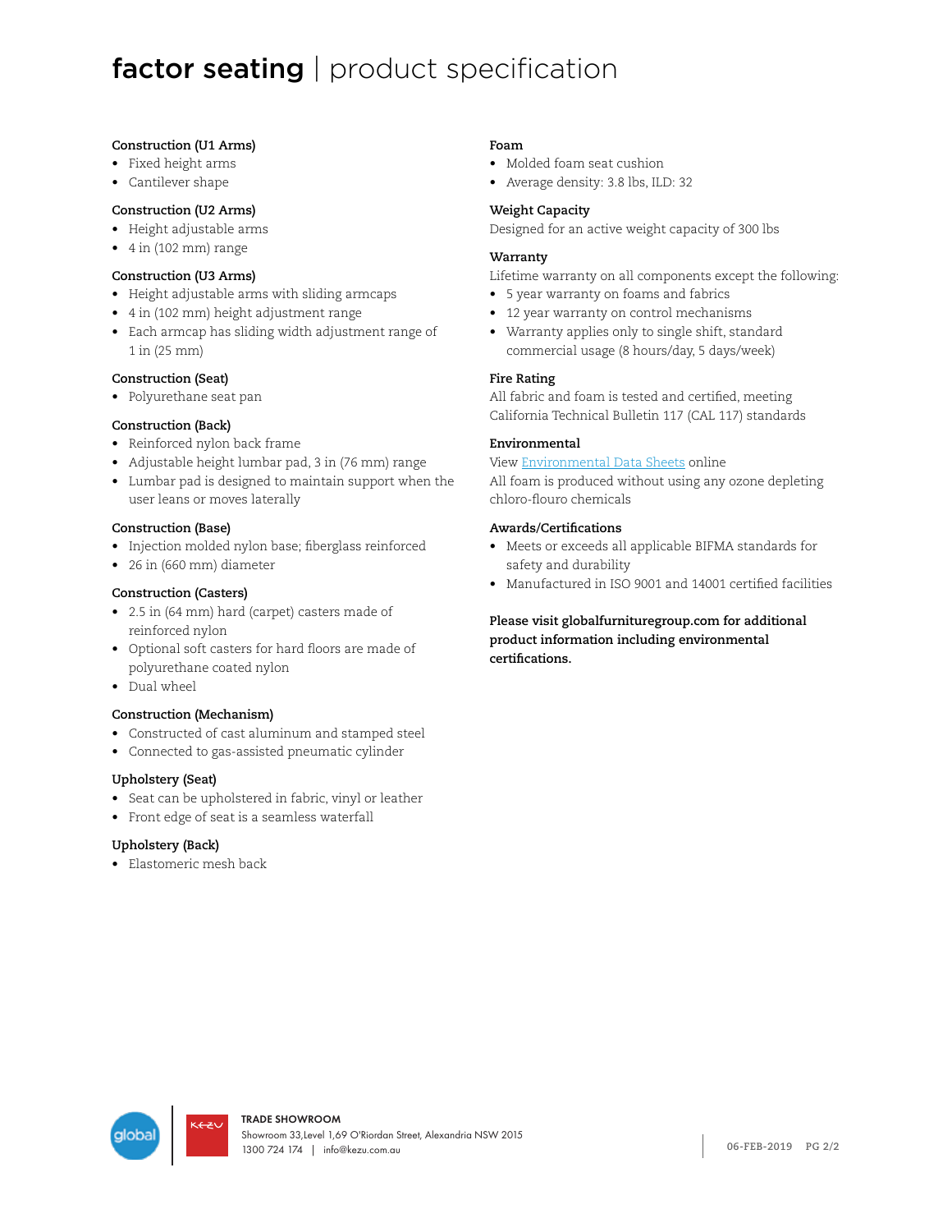# factor seating | product specification

**Construction (U1 Arms)**

- Fixed height arms
- Cantilever shape

**Construction (U2 Arms)**

- Height adjustable arms
- 4 in (102 mm) range

**Construction (U3 Arms)**

- Height adjustable arms with sliding armcaps
- 4 in (102 mm) height adjustment range
- Each armcap has sliding width adjustment range of 1 in (25 mm)

**Construction (Seat)**

- Polyurethane seat pan

**Construction (Back)**

- Reinforced nylon back frame
- Adjustable height lumbar pad, 3 in (76 mm) range
- Lumbar pad is designed to maintain support when the user leans or moves laterally

**Construction (Base)**

- Injection molded nylon base; fiberglass reinforced
- 26 in (660 mm) diameter

**Construction (Casters)**

- 2.5 in (64 mm) hard (carpet) casters made of reinforced nylon
- Optional soft casters for hard floors are made of polyurethane coated nylon
- Dual wheel

**Construction (Mechanism)**

- Constructed of cast aluminum and stamped steel
- Connected to gas-assisted pneumatic cylinder

**Upholstery (Seat)**

- Seat can be upholstered in fabric, vinyl or leather
- Front edge of seat is a seamless waterfall

**Upholstery (Back)**

- Elastomeric mesh back

**Foam**

- Molded foam seat cushion
- Average density: 3.8 lbs, ILD: 32

**Weight Capacity**

Designed for an active weight capacity of 300 lbs

**Warranty**

Lifetime warranty on all components except the following:

- 5 year warranty on foams and fabrics
- 12 year warranty on control mechanisms
- Warranty applies only to single shift, standard commercial usage (8 hours/day, 5 days/week)

**Fire Rating**

All fabric and foam is tested and certified, meeting California Technical Bulletin 117 (CAL 117) standards

**Environmental**

View Environmental Data Sheets online

All foam is produced without using any ozone depleting chloro-flouro chemicals

**Awards/Certifications**

- Meets or exceeds all applicable BIFMA standards for safety and durability
- Manufactured in ISO 9001 and 14001 certified facilities

**Please visit globalfurnituregroup.com for additional product information including environmental certifications.**

global

KEZU

**TRADE SHOWROOM**

Showroom 33,Level 1,69 O'Riordan Street, Alexandria NSW 2015

1300 724 174 | info@kezu.com.au

06-FEB-2019